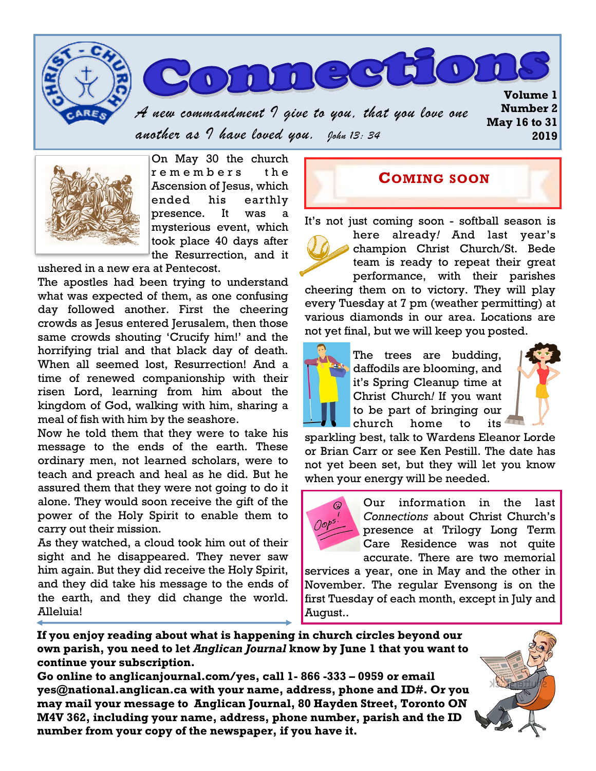# Connections

*A new commandment I give to you, that you love one another as I have loved you.* John 13: 34

**Volume 1**
**Number 2**
**May 16 to 31**
**2019**

On May 30 the church remembers the Ascension of Jesus, which ended his earthly presence. It was a mysterious event, which took place 40 days after the Resurrection, and it ushered in a new era at Pentecost.

The apostles had been trying to understand what was expected of them, as one confusing day followed another. First the cheering crowds as Jesus entered Jerusalem, then those same crowds shouting 'Crucify him!' and the horrifying trial and that black day of death. When all seemed lost, Resurrection! And a time of renewed companionship with their risen Lord, learning from him about the kingdom of God, walking with him, sharing a meal of fish with him by the seashore.

Now he told them that they were to take his message to the ends of the earth. These ordinary men, not learned scholars, were to teach and preach and heal as he did. But he assured them that they were not going to do it alone. They would soon receive the gift of the power of the Holy Spirit to enable them to carry out their mission.

As they watched, a cloud took him out of their sight and he disappeared. They never saw him again. But they did receive the Holy Spirit, and they did take his message to the ends of the earth, and they did change the world. Alleluia!

## COMING SOON

It's not just coming soon - softball season is here already! And last year's champion Christ Church/St. Bede team is ready to repeat their great performance, with their parishes cheering them on to victory. They will play every Tuesday at 7 pm (weather permitting) at various diamonds in our area. Locations are not yet final, but we will keep you posted.

The trees are budding, daffodils are blooming, and it's Spring Cleanup time at Christ Church! If you want to be part of bringing our church home to its sparkling best, talk to Wardens Eleanor Lorde or Brian Carr or see Ken Pestill. The date has not yet been set, but they will let you know when your energy will be needed.

Our information in the last *Connections* about Christ Church's presence at Trilogy Long Term Care Residence was not quite accurate. There are two memorial services a year, one in May and the other in November. The regular Evensong is on the first Tuesday of each month, except in July and August..

**If you enjoy reading about what is happening in church circles beyond our own parish, you need to let *Anglican Journal* know by June 1 that you want to continue your subscription.**

**Go online to anglicanjournal.com/yes, call 1- 866 -333 – 0959 or email yes@national.anglican.ca with your name, address, phone and ID#. Or you may mail your message to Anglican Journal, 80 Hayden Street, Toronto ON M4V 362, including your name, address, phone number, parish and the ID number from your copy of the newspaper, if you have it.**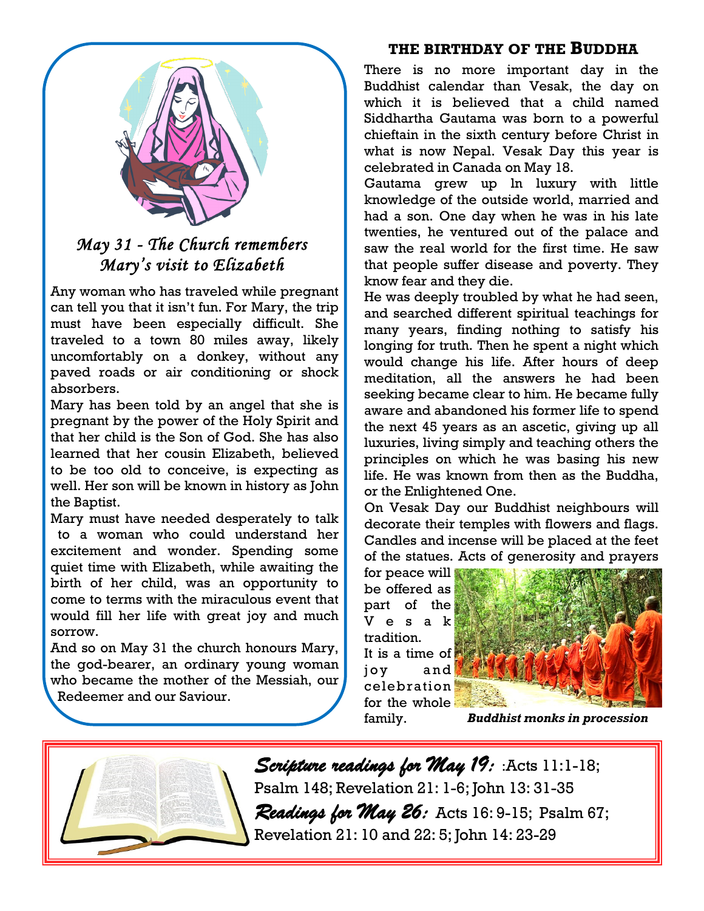## May 31 - The Church remembers Mary's visit to Elizabeth

Any woman who has traveled while pregnant can tell you that it isn't fun. For Mary, the trip must have been especially difficult. She traveled to a town 80 miles away, likely uncomfortably on a donkey, without any paved roads or air conditioning or shock absorbers.

Mary has been told by an angel that she is pregnant by the power of the Holy Spirit and that her child is the Son of God. She has also learned that her cousin Elizabeth, believed to be too old to conceive, is expecting as well. Her son will be known in history as John the Baptist.

Mary must have needed desperately to talk to a woman who could understand her excitement and wonder. Spending some quiet time with Elizabeth, while awaiting the birth of her child, was an opportunity to come to terms with the miraculous event that would fill her life with great joy and much sorrow.

And so on May 31 the church honours Mary, the god-bearer, an ordinary young woman who became the mother of the Messiah, our Redeemer and our Saviour.

## THE BIRTHDAY OF THE BUDDHA

There is no more important day in the Buddhist calendar than Vesak, the day on which it is believed that a child named Siddhartha Gautama was born to a powerful chieftain in the sixth century before Christ in what is now Nepal. Vesak Day this year is celebrated in Canada on May 18.

Gautama grew up ln luxury with little knowledge of the outside world, married and had a son. One day when he was in his late twenties, he ventured out of the palace and saw the real world for the first time. He saw that people suffer disease and poverty. They know fear and they die.

He was deeply troubled by what he had seen, and searched different spiritual teachings for many years, finding nothing to satisfy his longing for truth. Then he spent a night which would change his life. After hours of deep meditation, all the answers he had been seeking became clear to him. He became fully aware and abandoned his former life to spend the next 45 years as an ascetic, giving up all luxuries, living simply and teaching others the principles on which he was basing his new life. He was known from then as the Buddha, or the Enlightened One.

On Vesak Day our Buddhist neighbours will decorate their temples with flowers and flags. Candles and incense will be placed at the feet of the statues. Acts of generosity and prayers for peace will be offered as part of the Vesak tradition.

It is a time of joy and celebration for the whole family.

*Buddhist monks in procession*

***Scripture readings for May 19:*** :Acts 11:1-18; Psalm 148; Revelation 21: 1-6; John 13: 31-35

***Readings for May 26:*** Acts 16: 9-15; Psalm 67; Revelation 21: 10 and 22: 5; John 14: 23-29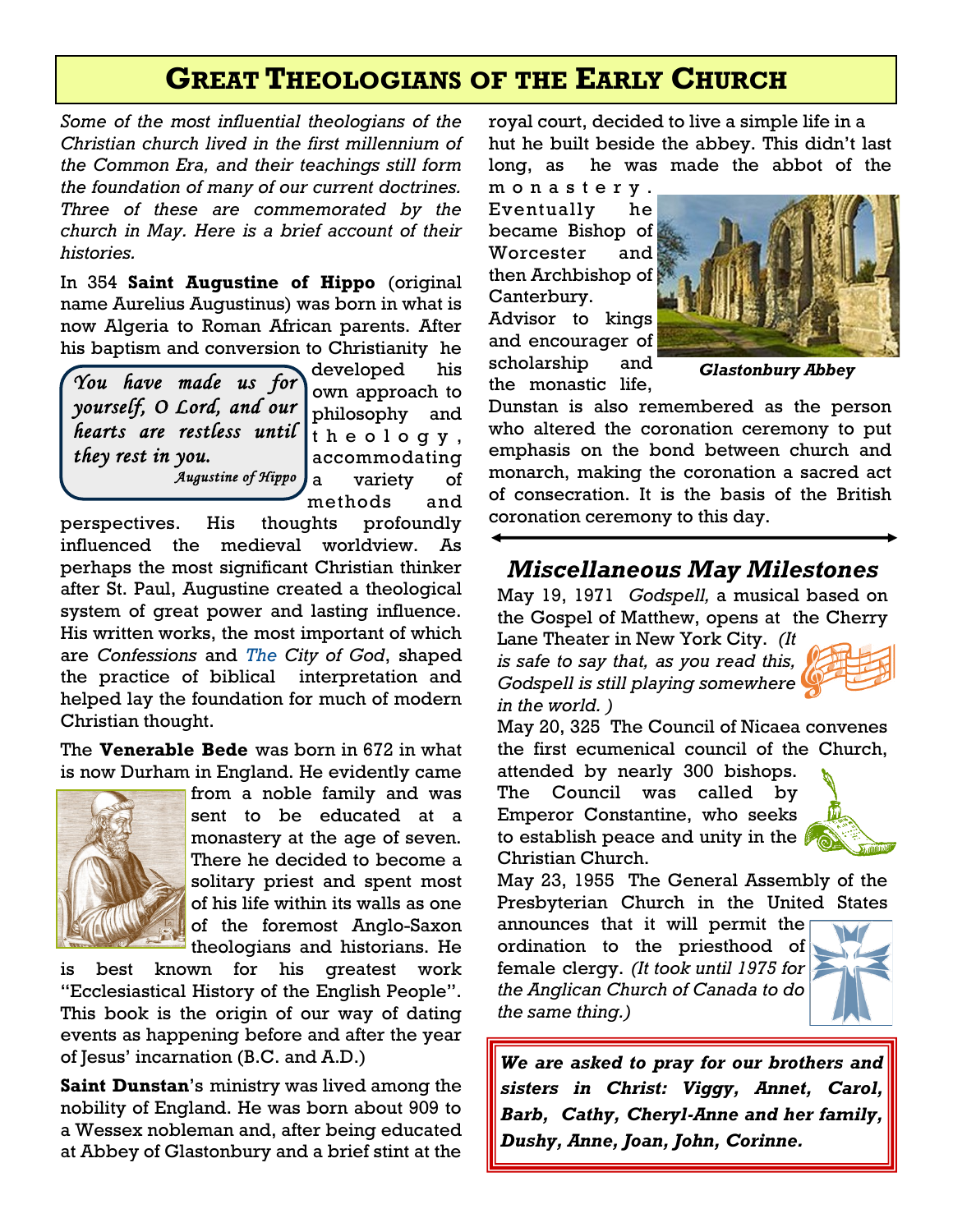# Great Theologians of the Early Church

*Some of the most influential theologians of the Christian church lived in the first millennium of the Common Era, and their teachings still form the foundation of many of our current doctrines. Three of these are commemorated by the church in May. Here is a brief account of their histories.*

In 354 **Saint Augustine of Hippo** (original name Aurelius Augustinus) was born in what is now Algeria to Roman African parents. After his baptism and conversion to Christianity he developed his own approach to philosophy and theology, accommodating a variety of methods and perspectives. His thoughts profoundly influenced the medieval worldview. As perhaps the most significant Christian thinker after St. Paul, Augustine created a theological system of great power and lasting influence. His written works, the most important of which are *Confessions* and *The City of God*, shaped the practice of biblical interpretation and helped lay the foundation for much of modern Christian thought.

> *You have made us for yourself, O Lord, and our hearts are restless until they rest in you.*
> *Augustine of Hippo*

The **Venerable Bede** was born in 672 in what is now Durham in England. He evidently came from a noble family and was sent to be educated at a monastery at the age of seven. There he decided to become a solitary priest and spent most of his life within its walls as one of the foremost Anglo-Saxon theologians and historians. He is best known for his greatest work "Ecclesiastical History of the English People". This book is the origin of our way of dating events as happening before and after the year of Jesus' incarnation (B.C. and A.D.)

**Saint Dunstan**'s ministry was lived among the nobility of England. He was born about 909 to a Wessex nobleman and, after being educated at Abbey of Glastonbury and a brief stint at the royal court, decided to live a simple life in a hut he built beside the abbey. This didn't last long, as he was made the abbot of the monastery. Eventually he became Bishop of Worcester and then Archbishop of Canterbury. Advisor to kings and encourager of scholarship and the monastic life, Dunstan is also remembered as the person who altered the coronation ceremony to put emphasis on the bond between church and monarch, making the coronation a sacred act of consecration. It is the basis of the British coronation ceremony to this day.

***Glastonbury Abbey***

## *Miscellaneous May Milestones*

May 19, 1971 *Godspell,* a musical based on the Gospel of Matthew, opens at the Cherry Lane Theater in New York City. *(It is safe to say that, as you read this, Godspell is still playing somewhere in the world. )*

May 20, 325 The Council of Nicaea convenes the first ecumenical council of the Church, attended by nearly 300 bishops. The Council was called by Emperor Constantine, who seeks to establish peace and unity in the Christian Church.

May 23, 1955 The General Assembly of the Presbyterian Church in the United States announces that it will permit the ordination to the priesthood of female clergy. *(It took until 1975 for the Anglican Church of Canada to do the same thing.)*

***We are asked to pray for our brothers and sisters in Christ: Viggy, Annet, Carol, Barb, Cathy, Cheryl-Anne and her family, Dushy, Anne, Joan, John, Corinne.***